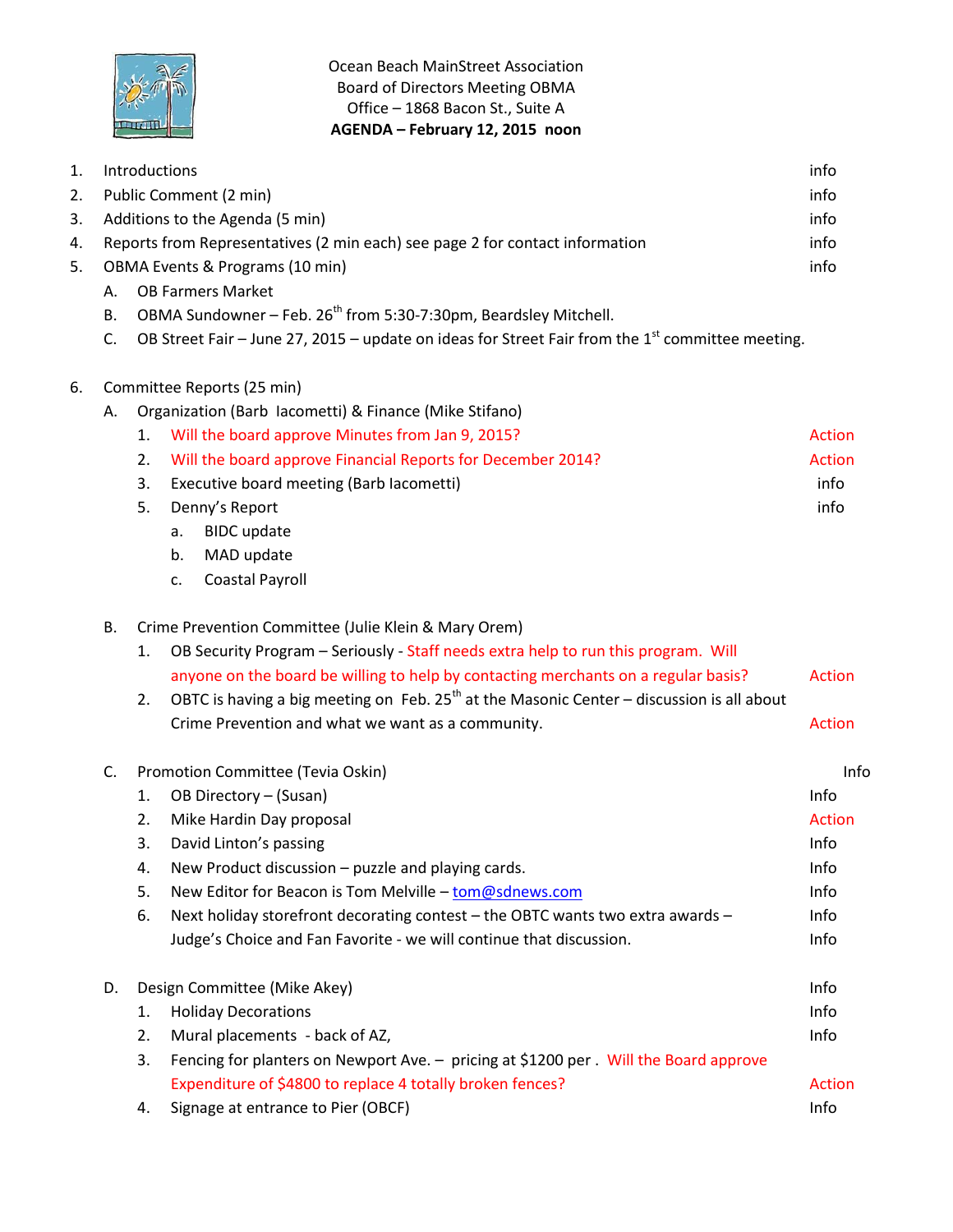Ocean Beach MainStreet Association
Board of Directors Meeting OBMA
Office – 1868 Bacon St., Suite A
**AGENDA – February 12, 2015 noon**

1. Introductions — info
2. Public Comment (2 min) — info
3. Additions to the Agenda (5 min) — info
4. Reports from Representatives (2 min each) see page 2 for contact information — info
5. OBMA Events & Programs (10 min) — info
   - A. OB Farmers Market
   - B. OBMA Sundowner – Feb. 26th from 5:30-7:30pm, Beardsley Mitchell.
   - C. OB Street Fair – June 27, 2015 – update on ideas for Street Fair from the 1st committee meeting.

6. Committee Reports (25 min)
   - A. Organization (Barb Iacometti) & Finance (Mike Stifano)
     1. Will the board approve Minutes from Jan 9, 2015? — Action
     2. Will the board approve Financial Reports for December 2014? — Action
     3. Executive board meeting (Barb Iacometti) — info
     5. Denny's Report — info
        - a. BIDC update
        - b. MAD update
        - c. Coastal Payroll

   - B. Crime Prevention Committee (Julie Klein & Mary Orem)
     1. OB Security Program – Seriously - Staff needs extra help to run this program. Will anyone on the board be willing to help by contacting merchants on a regular basis? — Action
     2. OBTC is having a big meeting on Feb. 25th at the Masonic Center – discussion is all about Crime Prevention and what we want as a community. — Action

   - C. Promotion Committee (Tevia Oskin) — Info
     1. OB Directory – (Susan) — Info
     2. Mike Hardin Day proposal — Action
     3. David Linton's passing — Info
     4. New Product discussion – puzzle and playing cards. — Info
     5. New Editor for Beacon is Tom Melville – tom@sdnews.com — Info
     6. Next holiday storefront decorating contest – the OBTC wants two extra awards – Judge's Choice and Fan Favorite - we will continue that discussion. — Info

   - D. Design Committee (Mike Akey) — Info
     1. Holiday Decorations — Info
     2. Mural placements - back of AZ, — Info
     3. Fencing for planters on Newport Ave. – pricing at $1200 per . Will the Board approve Expenditure of $4800 to replace 4 totally broken fences? — Action
     4. Signage at entrance to Pier (OBCF) — Info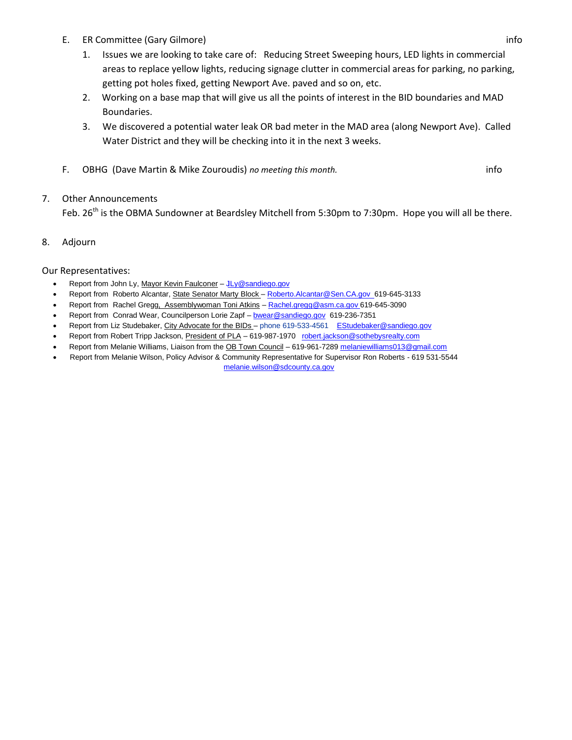E. ER Committee (Gary Gilmore) info

1. Issues we are looking to take care of: Reducing Street Sweeping hours, LED lights in commercial areas to replace yellow lights, reducing signage clutter in commercial areas for parking, no parking, getting pot holes fixed, getting Newport Ave. paved and so on, etc.
2. Working on a base map that will give us all the points of interest in the BID boundaries and MAD Boundaries.
3. We discovered a potential water leak OR bad meter in the MAD area (along Newport Ave). Called Water District and they will be checking into it in the next 3 weeks.

F. OBHG (Dave Martin & Mike Zouroudis) *no meeting this month.* info

7. Other Announcements

Feb. 26th is the OBMA Sundowner at Beardsley Mitchell from 5:30pm to 7:30pm. Hope you will all be there.

8. Adjourn

Our Representatives:

- Report from John Ly, Mayor Kevin Faulconer – JLy@sandiego.gov
- Report from Roberto Alcantar, State Senator Marty Block – Roberto.Alcantar@Sen.CA.gov 619-645-3133
- Report from Rachel Gregg, Assemblywoman Toni Atkins – Rachel.gregg@asm.ca.gov 619-645-3090
- Report from Conrad Wear, Councilperson Lorie Zapf – bwear@sandiego.gov 619-236-7351
- Report from Liz Studebaker, City Advocate for the BIDs – phone 619-533-4561 EStudebaker@sandiego.gov
- Report from Robert Tripp Jackson, President of PLA – 619-987-1970 robert.jackson@sothebysrealty.com
- Report from Melanie Williams, Liaison from the OB Town Council – 619-961-7289 melaniewilliams013@gmail.com
- Report from Melanie Wilson, Policy Advisor & Community Representative for Supervisor Ron Roberts - 619 531-5544 melanie.wilson@sdcounty.ca.gov